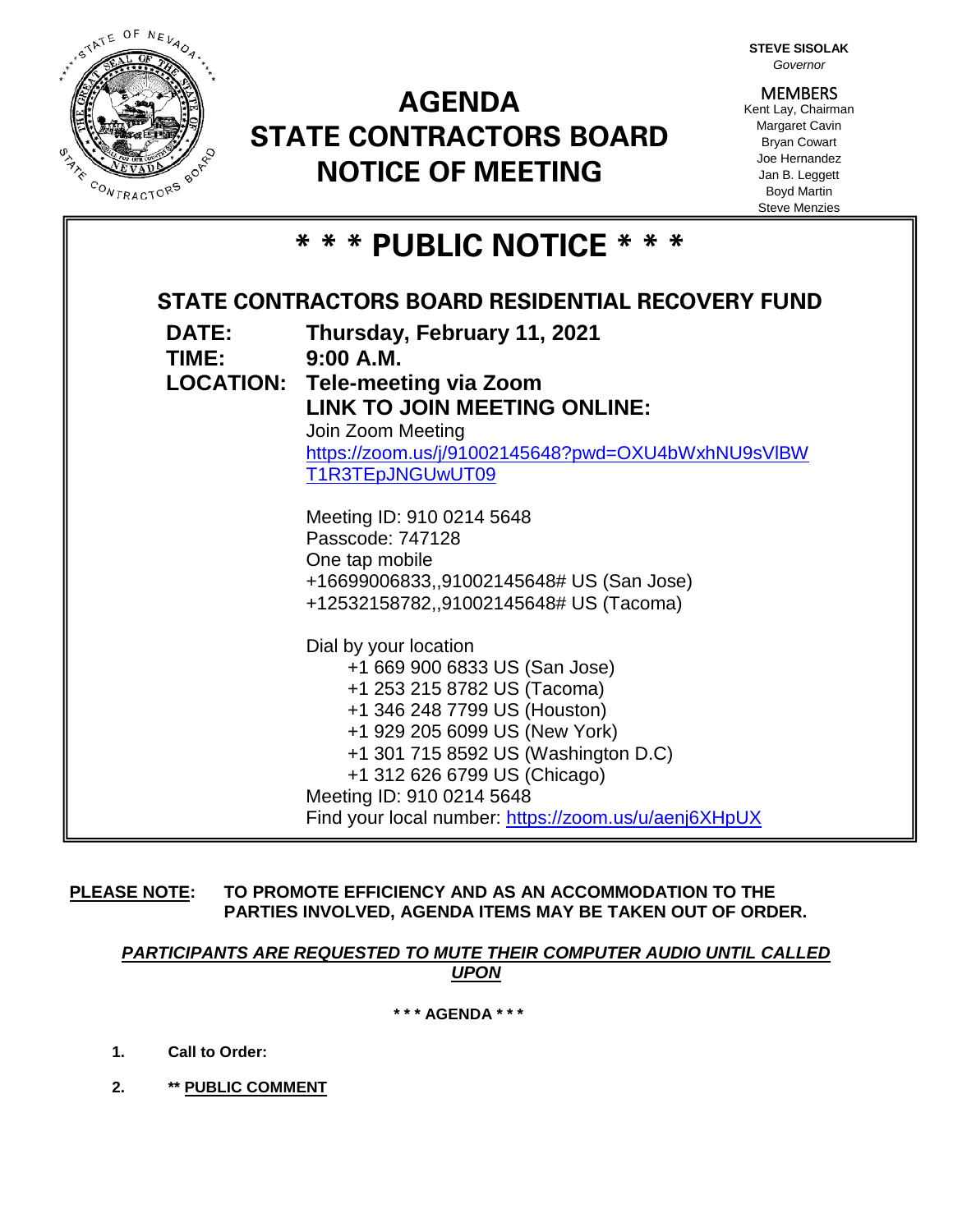**STEVE SISOLAK**
*Governor*

MEMBERS
Kent Lay, Chairman
Margaret Cavin
Bryan Cowart
Joe Hernandez
Jan B. Leggett
Boyd Martin
Steve Menzies

# AGENDA
# STATE CONTRACTORS BOARD
# NOTICE OF MEETING

## * * * PUBLIC NOTICE * * *

### STATE CONTRACTORS BOARD RESIDENTIAL RECOVERY FUND

**DATE:** **Thursday, February 11, 2021**

**TIME:** **9:00 A.M.**

**LOCATION:** **Tele-meeting via Zoom**

**LINK TO JOIN MEETING ONLINE:**

Join Zoom Meeting
https://zoom.us/j/91002145648?pwd=OXU4bWxhNU9sVlBWT1R3TEpJNGUwUT09

Meeting ID: 910 0214 5648
Passcode: 747128
One tap mobile
+16699006833,,91002145648# US (San Jose)
+12532158782,,91002145648# US (Tacoma)

Dial by your location
+1 669 900 6833 US (San Jose)
+1 253 215 8782 US (Tacoma)
+1 346 248 7799 US (Houston)
+1 929 205 6099 US (New York)
+1 301 715 8592 US (Washington D.C)
+1 312 626 6799 US (Chicago)
Meeting ID: 910 0214 5648
Find your local number: https://zoom.us/u/aenj6XHpUX

**PLEASE NOTE: TO PROMOTE EFFICIENCY AND AS AN ACCOMMODATION TO THE PARTIES INVOLVED, AGENDA ITEMS MAY BE TAKEN OUT OF ORDER.**

***PARTICIPANTS ARE REQUESTED TO MUTE THEIR COMPUTER AUDIO UNTIL CALLED UPON***

**\* \* \* AGENDA \* \* \***

1. **Call to Order:**
2. **\*\* PUBLIC COMMENT**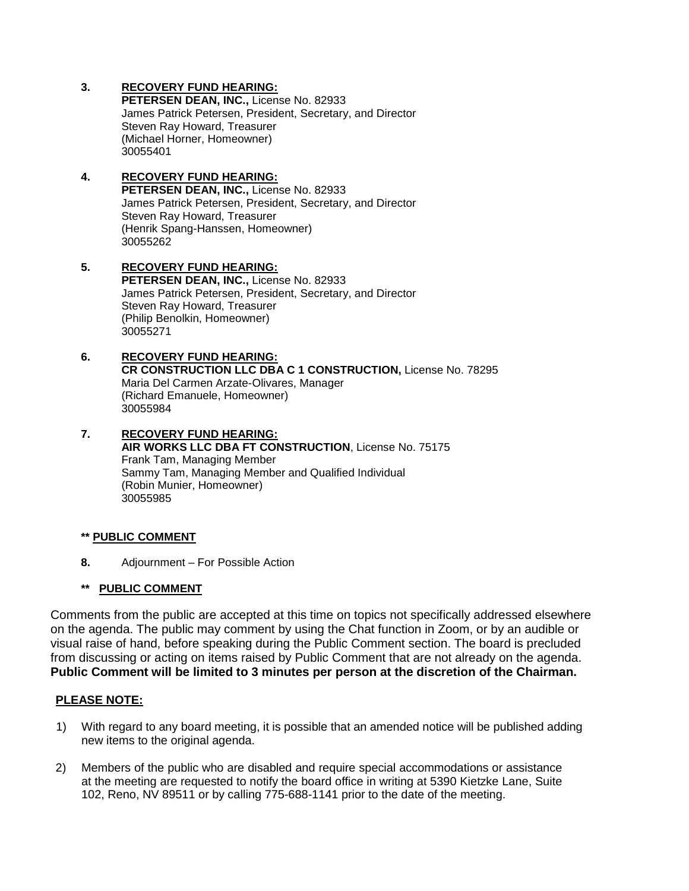3. **RECOVERY FUND HEARING:**
   **PETERSEN DEAN, INC.,** License No. 82933
   James Patrick Petersen, President, Secretary, and Director
   Steven Ray Howard, Treasurer
   (Michael Horner, Homeowner)
   30055401

4. **RECOVERY FUND HEARING:**
   **PETERSEN DEAN, INC.,** License No. 82933
   James Patrick Petersen, President, Secretary, and Director
   Steven Ray Howard, Treasurer
   (Henrik Spang-Hanssen, Homeowner)
   30055262

5. **RECOVERY FUND HEARING:**
   **PETERSEN DEAN, INC.,** License No. 82933
   James Patrick Petersen, President, Secretary, and Director
   Steven Ray Howard, Treasurer
   (Philip Benolkin, Homeowner)
   30055271

6. **RECOVERY FUND HEARING:**
   **CR CONSTRUCTION LLC DBA C 1 CONSTRUCTION,** License No. 78295
   Maria Del Carmen Arzate-Olivares, Manager
   (Richard Emanuele, Homeowner)
   30055984

7. **RECOVERY FUND HEARING:**
   **AIR WORKS LLC DBA FT CONSTRUCTION**, License No. 75175
   Frank Tam, Managing Member
   Sammy Tam, Managing Member and Qualified Individual
   (Robin Munier, Homeowner)
   30055985

**** PUBLIC COMMENT**

8. Adjournment – For Possible Action

**** PUBLIC COMMENT**

Comments from the public are accepted at this time on topics not specifically addressed elsewhere on the agenda. The public may comment by using the Chat function in Zoom, or by an audible or visual raise of hand, before speaking during the Public Comment section. The board is precluded from discussing or acting on items raised by Public Comment that are not already on the agenda. **Public Comment will be limited to 3 minutes per person at the discretion of the Chairman.**

**PLEASE NOTE:**

1) With regard to any board meeting, it is possible that an amended notice will be published adding new items to the original agenda.

2) Members of the public who are disabled and require special accommodations or assistance at the meeting are requested to notify the board office in writing at 5390 Kietzke Lane, Suite 102, Reno, NV 89511 or by calling 775-688-1141 prior to the date of the meeting.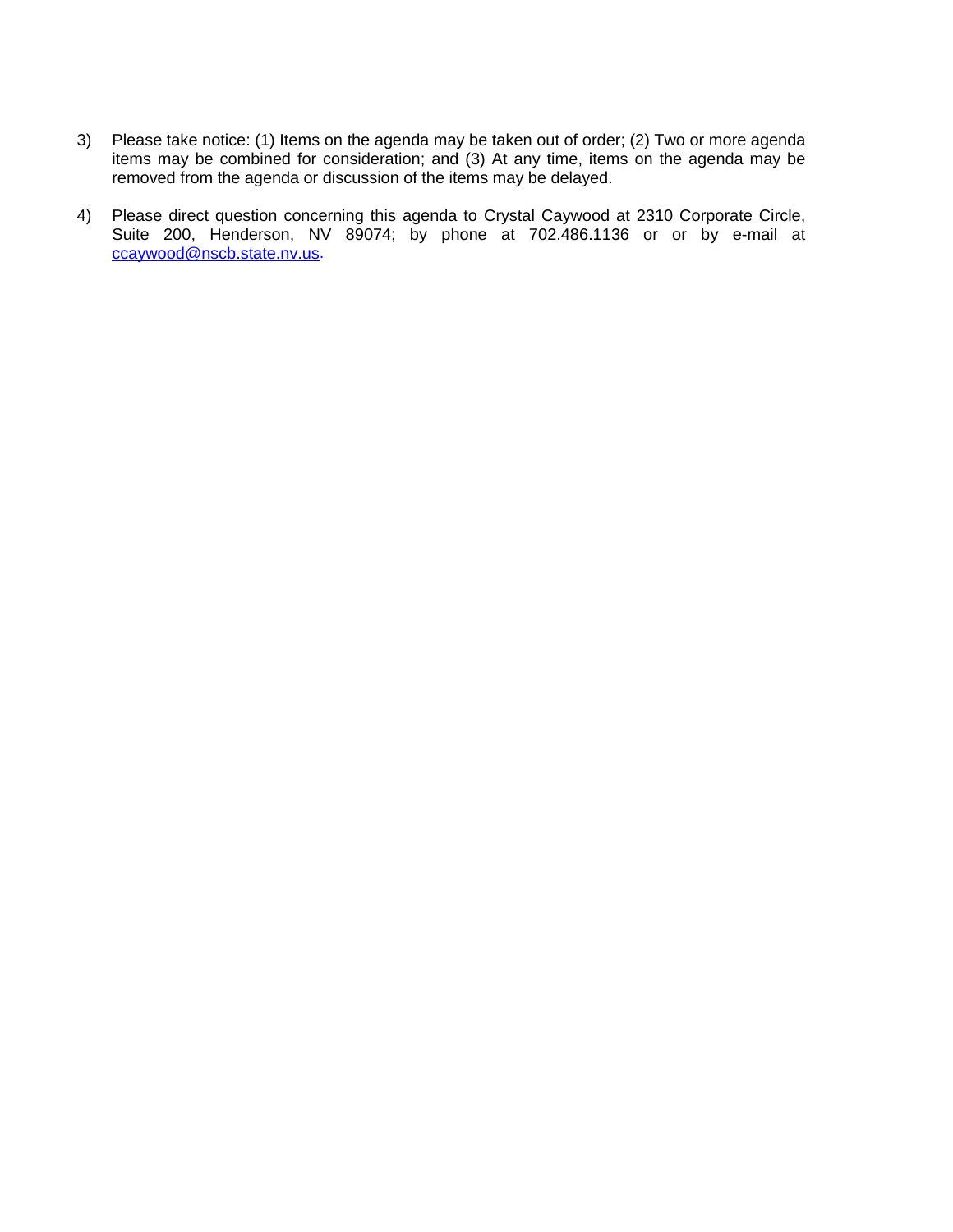3) Please take notice: (1) Items on the agenda may be taken out of order; (2) Two or more agenda items may be combined for consideration; and (3) At any time, items on the agenda may be removed from the agenda or discussion of the items may be delayed.

4) Please direct question concerning this agenda to Crystal Caywood at 2310 Corporate Circle, Suite 200, Henderson, NV 89074; by phone at 702.486.1136 or or by e-mail at ccaywood@nscb.state.nv.us.